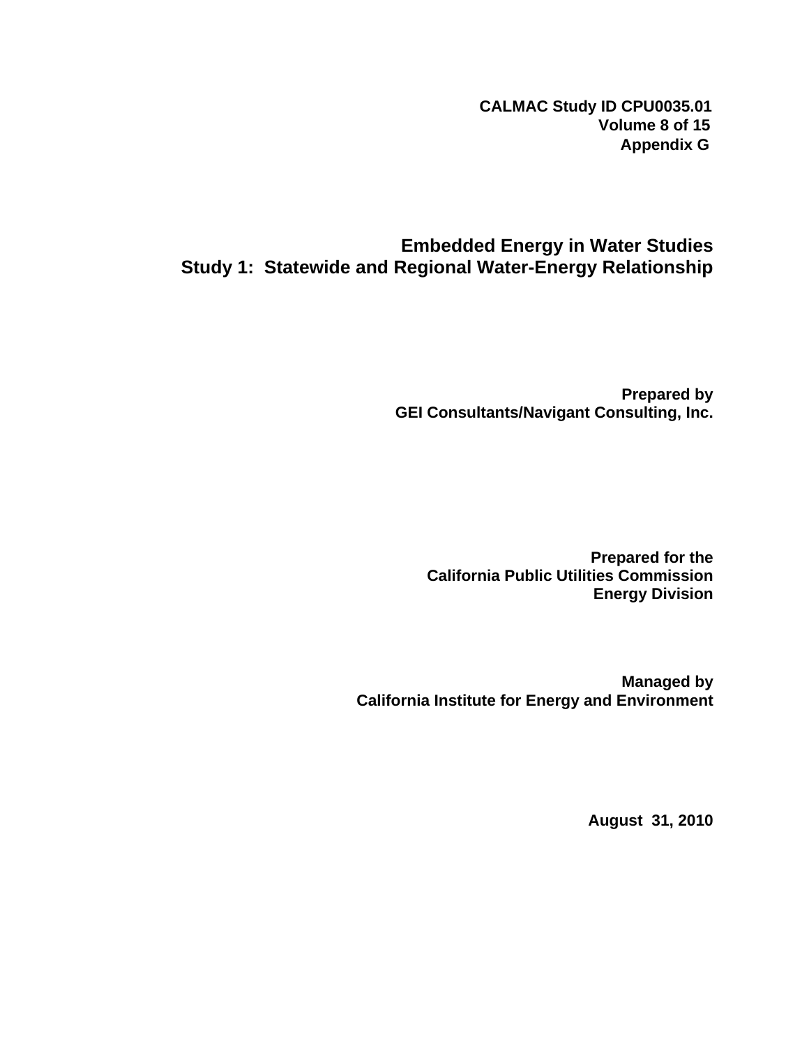**CALMAC Study ID CPU0035.01**
**Volume 8 of 15**
**Appendix G**

# Embedded Energy in Water Studies
# Study 1: Statewide and Regional Water-Energy Relationship

**Prepared by**
**GEI Consultants/Navigant Consulting, Inc.**

**Prepared for the**
**California Public Utilities Commission**
**Energy Division**

**Managed by**
**California Institute for Energy and Environment**

**August 31, 2010**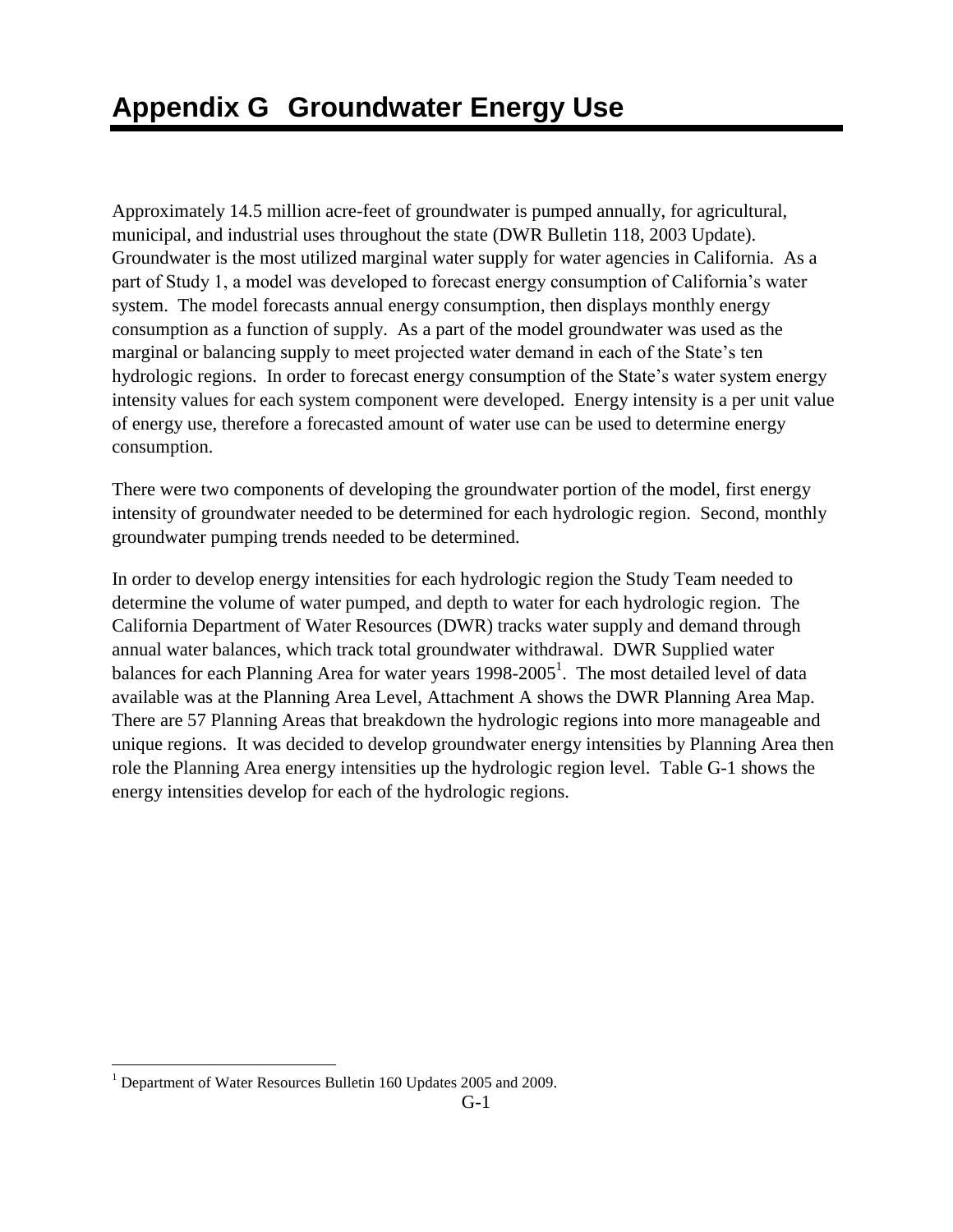# Appendix G Groundwater Energy Use

Approximately 14.5 million acre-feet of groundwater is pumped annually, for agricultural, municipal, and industrial uses throughout the state (DWR Bulletin 118, 2003 Update). Groundwater is the most utilized marginal water supply for water agencies in California. As a part of Study 1, a model was developed to forecast energy consumption of California's water system. The model forecasts annual energy consumption, then displays monthly energy consumption as a function of supply. As a part of the model groundwater was used as the marginal or balancing supply to meet projected water demand in each of the State's ten hydrologic regions. In order to forecast energy consumption of the State's water system energy intensity values for each system component were developed. Energy intensity is a per unit value of energy use, therefore a forecasted amount of water use can be used to determine energy consumption.

There were two components of developing the groundwater portion of the model, first energy intensity of groundwater needed to be determined for each hydrologic region. Second, monthly groundwater pumping trends needed to be determined.

In order to develop energy intensities for each hydrologic region the Study Team needed to determine the volume of water pumped, and depth to water for each hydrologic region. The California Department of Water Resources (DWR) tracks water supply and demand through annual water balances, which track total groundwater withdrawal. DWR Supplied water balances for each Planning Area for water years 1998-2005[1]. The most detailed level of data available was at the Planning Area Level, Attachment A shows the DWR Planning Area Map. There are 57 Planning Areas that breakdown the hydrologic regions into more manageable and unique regions. It was decided to develop groundwater energy intensities by Planning Area then role the Planning Area energy intensities up the hydrologic region level. Table G-1 shows the energy intensities develop for each of the hydrologic regions.

[1] Department of Water Resources Bulletin 160 Updates 2005 and 2009.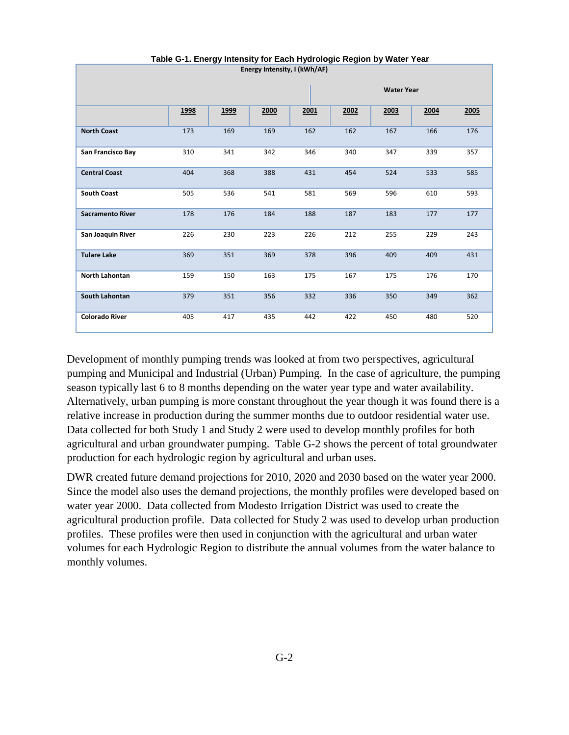**Table G-1. Energy Intensity for Each Hydrologic Region by Water Year**

| Energy Intensity, I (kWh/AF) | | | | | | | | |
|---|---|---|---|---|---|---|---|---|
| | | | | Water Year | | | | |
| | 1998 | 1999 | 2000 | 2001 | 2002 | 2003 | 2004 | 2005 |
| **North Coast** | 173 | 169 | 169 | 162 | 162 | 167 | 166 | 176 |
| **San Francisco Bay** | 310 | 341 | 342 | 346 | 340 | 347 | 339 | 357 |
| **Central Coast** | 404 | 368 | 388 | 431 | 454 | 524 | 533 | 585 |
| **South Coast** | 505 | 536 | 541 | 581 | 569 | 596 | 610 | 593 |
| **Sacramento River** | 178 | 176 | 184 | 188 | 187 | 183 | 177 | 177 |
| **San Joaquin River** | 226 | 230 | 223 | 226 | 212 | 255 | 229 | 243 |
| **Tulare Lake** | 369 | 351 | 369 | 378 | 396 | 409 | 409 | 431 |
| **North Lahontan** | 159 | 150 | 163 | 175 | 167 | 175 | 176 | 170 |
| **South Lahontan** | 379 | 351 | 356 | 332 | 336 | 350 | 349 | 362 |
| **Colorado River** | 405 | 417 | 435 | 442 | 422 | 450 | 480 | 520 |

Development of monthly pumping trends was looked at from two perspectives, agricultural pumping and Municipal and Industrial (Urban) Pumping. In the case of agriculture, the pumping season typically last 6 to 8 months depending on the water year type and water availability. Alternatively, urban pumping is more constant throughout the year though it was found there is a relative increase in production during the summer months due to outdoor residential water use. Data collected for both Study 1 and Study 2 were used to develop monthly profiles for both agricultural and urban groundwater pumping. Table G-2 shows the percent of total groundwater production for each hydrologic region by agricultural and urban uses.

DWR created future demand projections for 2010, 2020 and 2030 based on the water year 2000. Since the model also uses the demand projections, the monthly profiles were developed based on water year 2000. Data collected from Modesto Irrigation District was used to create the agricultural production profile. Data collected for Study 2 was used to develop urban production profiles. These profiles were then used in conjunction with the agricultural and urban water volumes for each Hydrologic Region to distribute the annual volumes from the water balance to monthly volumes.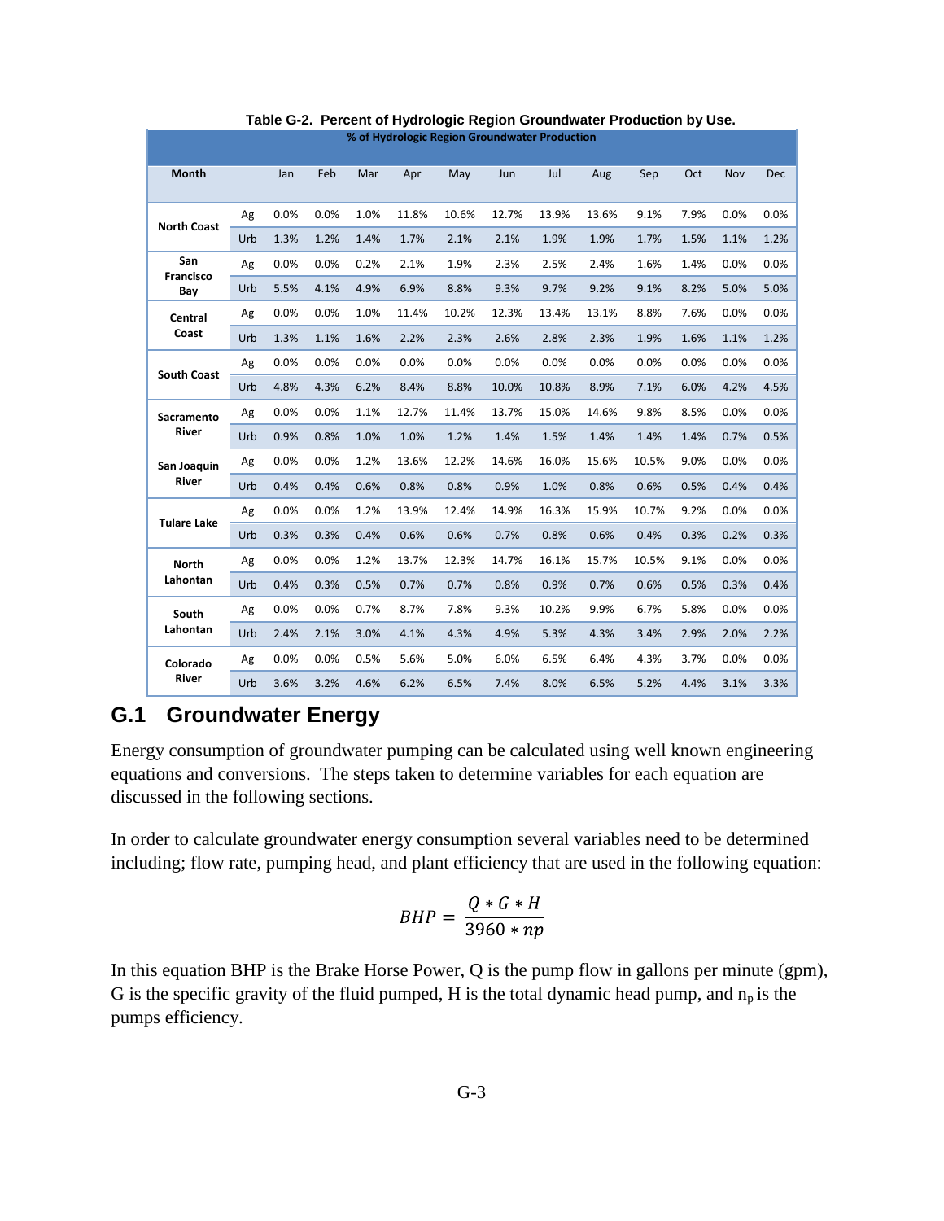**Table G-2. Percent of Hydrologic Region Groundwater Production by Use.**

| % of Hydrologic Region Groundwater Production | | | | | | | | | | | | | |
|---|---|---|---|---|---|---|---|---|---|---|---|---|---|
| **Month** | | Jan | Feb | Mar | Apr | May | Jun | Jul | Aug | Sep | Oct | Nov | Dec |
| **North Coast** | Ag | 0.0% | 0.0% | 1.0% | 11.8% | 10.6% | 12.7% | 13.9% | 13.6% | 9.1% | 7.9% | 0.0% | 0.0% |
| | Urb | 1.3% | 1.2% | 1.4% | 1.7% | 2.1% | 2.1% | 1.9% | 1.9% | 1.7% | 1.5% | 1.1% | 1.2% |
| **San Francisco Bay** | Ag | 0.0% | 0.0% | 0.2% | 2.1% | 1.9% | 2.3% | 2.5% | 2.4% | 1.6% | 1.4% | 0.0% | 0.0% |
| | Urb | 5.5% | 4.1% | 4.9% | 6.9% | 8.8% | 9.3% | 9.7% | 9.2% | 9.1% | 8.2% | 5.0% | 5.0% |
| **Central Coast** | Ag | 0.0% | 0.0% | 1.0% | 11.4% | 10.2% | 12.3% | 13.4% | 13.1% | 8.8% | 7.6% | 0.0% | 0.0% |
| | Urb | 1.3% | 1.1% | 1.6% | 2.2% | 2.3% | 2.6% | 2.8% | 2.3% | 1.9% | 1.6% | 1.1% | 1.2% |
| **South Coast** | Ag | 0.0% | 0.0% | 0.0% | 0.0% | 0.0% | 0.0% | 0.0% | 0.0% | 0.0% | 0.0% | 0.0% | 0.0% |
| | Urb | 4.8% | 4.3% | 6.2% | 8.4% | 8.8% | 10.0% | 10.8% | 8.9% | 7.1% | 6.0% | 4.2% | 4.5% |
| **Sacramento River** | Ag | 0.0% | 0.0% | 1.1% | 12.7% | 11.4% | 13.7% | 15.0% | 14.6% | 9.8% | 8.5% | 0.0% | 0.0% |
| | Urb | 0.9% | 0.8% | 1.0% | 1.0% | 1.2% | 1.4% | 1.5% | 1.4% | 1.4% | 1.4% | 0.7% | 0.5% |
| **San Joaquin River** | Ag | 0.0% | 0.0% | 1.2% | 13.6% | 12.2% | 14.6% | 16.0% | 15.6% | 10.5% | 9.0% | 0.0% | 0.0% |
| | Urb | 0.4% | 0.4% | 0.6% | 0.8% | 0.8% | 0.9% | 1.0% | 0.8% | 0.6% | 0.5% | 0.4% | 0.4% |
| **Tulare Lake** | Ag | 0.0% | 0.0% | 1.2% | 13.9% | 12.4% | 14.9% | 16.3% | 15.9% | 10.7% | 9.2% | 0.0% | 0.0% |
| | Urb | 0.3% | 0.3% | 0.4% | 0.6% | 0.6% | 0.7% | 0.8% | 0.6% | 0.4% | 0.3% | 0.2% | 0.3% |
| **North Lahontan** | Ag | 0.0% | 0.0% | 1.2% | 13.7% | 12.3% | 14.7% | 16.1% | 15.7% | 10.5% | 9.1% | 0.0% | 0.0% |
| | Urb | 0.4% | 0.3% | 0.5% | 0.7% | 0.7% | 0.8% | 0.9% | 0.7% | 0.6% | 0.5% | 0.3% | 0.4% |
| **South Lahontan** | Ag | 0.0% | 0.0% | 0.7% | 8.7% | 7.8% | 9.3% | 10.2% | 9.9% | 6.7% | 5.8% | 0.0% | 0.0% |
| | Urb | 2.4% | 2.1% | 3.0% | 4.1% | 4.3% | 4.9% | 5.3% | 4.3% | 3.4% | 2.9% | 2.0% | 2.2% |
| **Colorado River** | Ag | 0.0% | 0.0% | 0.5% | 5.6% | 5.0% | 6.0% | 6.5% | 6.4% | 4.3% | 3.7% | 0.0% | 0.0% |
| | Urb | 3.6% | 3.2% | 4.6% | 6.2% | 6.5% | 7.4% | 8.0% | 6.5% | 5.2% | 4.4% | 3.1% | 3.3% |

## G.1 Groundwater Energy

Energy consumption of groundwater pumping can be calculated using well known engineering equations and conversions. The steps taken to determine variables for each equation are discussed in the following sections.

In order to calculate groundwater energy consumption several variables need to be determined including; flow rate, pumping head, and plant efficiency that are used in the following equation:

$$BHP = \frac{Q * G * H}{3960 * np}$$

In this equation BHP is the Brake Horse Power, Q is the pump flow in gallons per minute (gpm), G is the specific gravity of the fluid pumped, H is the total dynamic head pump, and $n_p$ is the pumps efficiency.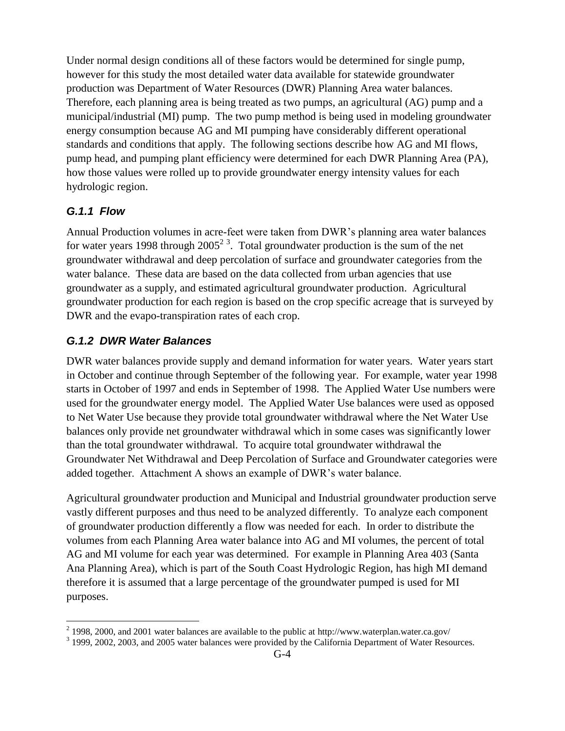Under normal design conditions all of these factors would be determined for single pump, however for this study the most detailed water data available for statewide groundwater production was Department of Water Resources (DWR) Planning Area water balances. Therefore, each planning area is being treated as two pumps, an agricultural (AG) pump and a municipal/industrial (MI) pump. The two pump method is being used in modeling groundwater energy consumption because AG and MI pumping have considerably different operational standards and conditions that apply. The following sections describe how AG and MI flows, pump head, and pumping plant efficiency were determined for each DWR Planning Area (PA), how those values were rolled up to provide groundwater energy intensity values for each hydrologic region.

### *G.1.1 Flow*

Annual Production volumes in acre-feet were taken from DWR's planning area water balances for water years 1998 through 2005[2 3]. Total groundwater production is the sum of the net groundwater withdrawal and deep percolation of surface and groundwater categories from the water balance. These data are based on the data collected from urban agencies that use groundwater as a supply, and estimated agricultural groundwater production. Agricultural groundwater production for each region is based on the crop specific acreage that is surveyed by DWR and the evapo-transpiration rates of each crop.

### *G.1.2 DWR Water Balances*

DWR water balances provide supply and demand information for water years. Water years start in October and continue through September of the following year. For example, water year 1998 starts in October of 1997 and ends in September of 1998. The Applied Water Use numbers were used for the groundwater energy model. The Applied Water Use balances were used as opposed to Net Water Use because they provide total groundwater withdrawal where the Net Water Use balances only provide net groundwater withdrawal which in some cases was significantly lower than the total groundwater withdrawal. To acquire total groundwater withdrawal the Groundwater Net Withdrawal and Deep Percolation of Surface and Groundwater categories were added together. Attachment A shows an example of DWR's water balance.

Agricultural groundwater production and Municipal and Industrial groundwater production serve vastly different purposes and thus need to be analyzed differently. To analyze each component of groundwater production differently a flow was needed for each. In order to distribute the volumes from each Planning Area water balance into AG and MI volumes, the percent of total AG and MI volume for each year was determined. For example in Planning Area 403 (Santa Ana Planning Area), which is part of the South Coast Hydrologic Region, has high MI demand therefore it is assumed that a large percentage of the groundwater pumped is used for MI purposes.

---

[2] 1998, 2000, and 2001 water balances are available to the public at http://www.waterplan.water.ca.gov/

[3] 1999, 2002, 2003, and 2005 water balances were provided by the California Department of Water Resources.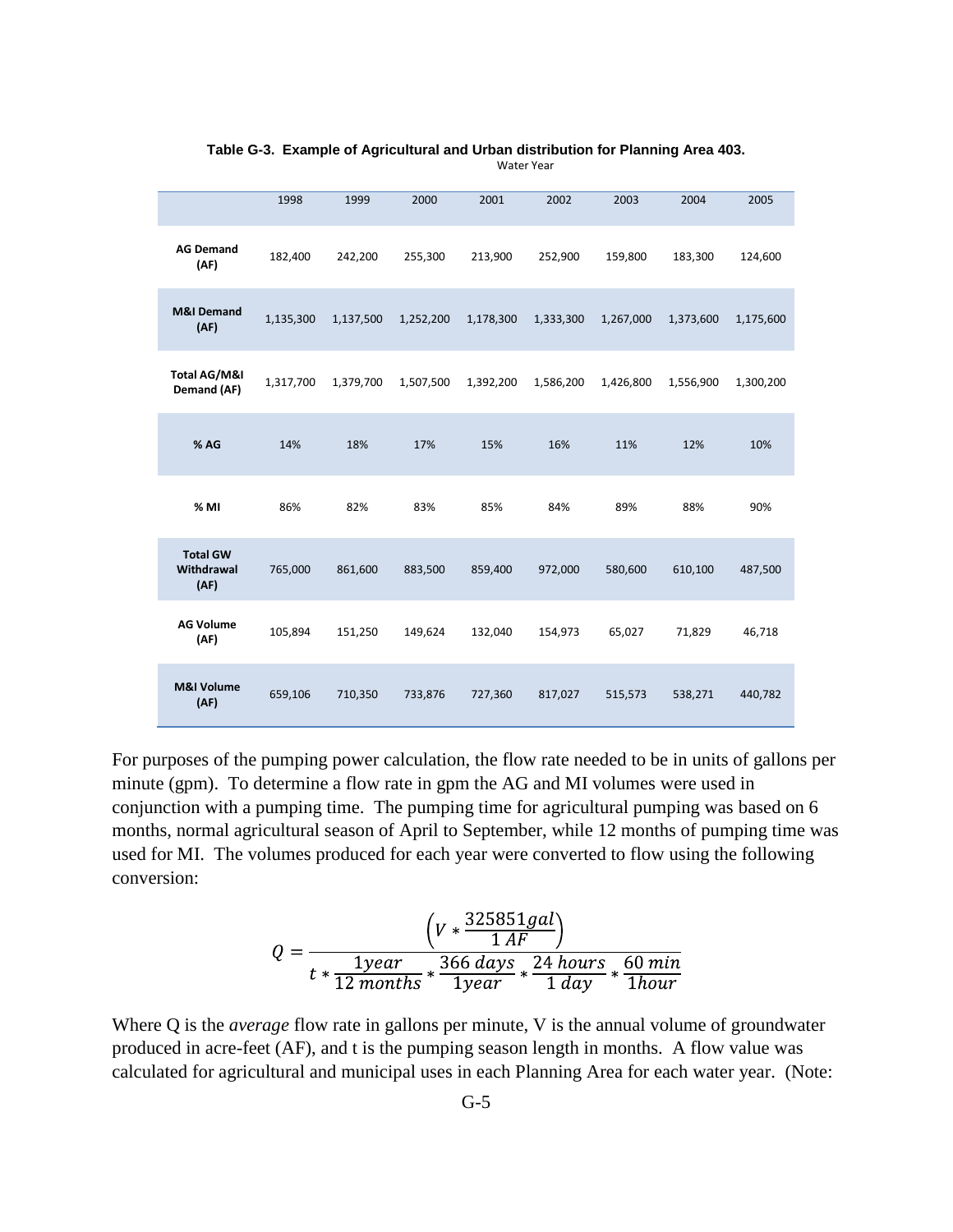**Table G-3. Example of Agricultural and Urban distribution for Planning Area 403.**

| | Water Year | | | | | | | |
|---|---|---|---|---|---|---|---|---|
| | 1998 | 1999 | 2000 | 2001 | 2002 | 2003 | 2004 | 2005 |
| **AG Demand (AF)** | 182,400 | 242,200 | 255,300 | 213,900 | 252,900 | 159,800 | 183,300 | 124,600 |
| **M&I Demand (AF)** | 1,135,300 | 1,137,500 | 1,252,200 | 1,178,300 | 1,333,300 | 1,267,000 | 1,373,600 | 1,175,600 |
| **Total AG/M&I Demand (AF)** | 1,317,700 | 1,379,700 | 1,507,500 | 1,392,200 | 1,586,200 | 1,426,800 | 1,556,900 | 1,300,200 |
| **% AG** | 14% | 18% | 17% | 15% | 16% | 11% | 12% | 10% |
| **% MI** | 86% | 82% | 83% | 85% | 84% | 89% | 88% | 90% |
| **Total GW Withdrawal (AF)** | 765,000 | 861,600 | 883,500 | 859,400 | 972,000 | 580,600 | 610,100 | 487,500 |
| **AG Volume (AF)** | 105,894 | 151,250 | 149,624 | 132,040 | 154,973 | 65,027 | 71,829 | 46,718 |
| **M&I Volume (AF)** | 659,106 | 710,350 | 733,876 | 727,360 | 817,027 | 515,573 | 538,271 | 440,782 |

For purposes of the pumping power calculation, the flow rate needed to be in units of gallons per minute (gpm). To determine a flow rate in gpm the AG and MI volumes were used in conjunction with a pumping time. The pumping time for agricultural pumping was based on 6 months, normal agricultural season of April to September, while 12 months of pumping time was used for MI. The volumes produced for each year were converted to flow using the following conversion:

$$Q = \frac{\left(V * \frac{325851 gal}{1\ AF}\right)}{t * \frac{1 year}{12\ months} * \frac{366\ days}{1 year} * \frac{24\ hours}{1\ day} * \frac{60\ min}{1 hour}}$$

Where Q is the *average* flow rate in gallons per minute, V is the annual volume of groundwater produced in acre-feet (AF), and t is the pumping season length in months. A flow value was calculated for agricultural and municipal uses in each Planning Area for each water year. (Note: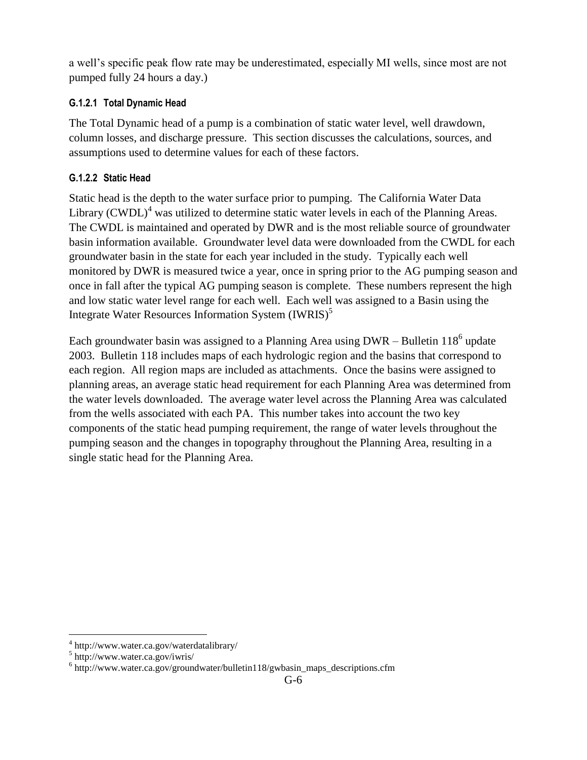a well's specific peak flow rate may be underestimated, especially MI wells, since most are not pumped fully 24 hours a day.)

#### G.1.2.1 Total Dynamic Head

The Total Dynamic head of a pump is a combination of static water level, well drawdown, column losses, and discharge pressure. This section discusses the calculations, sources, and assumptions used to determine values for each of these factors.

#### G.1.2.2 Static Head

Static head is the depth to the water surface prior to pumping. The California Water Data Library (CWDL)[4] was utilized to determine static water levels in each of the Planning Areas. The CWDL is maintained and operated by DWR and is the most reliable source of groundwater basin information available. Groundwater level data were downloaded from the CWDL for each groundwater basin in the state for each year included in the study. Typically each well monitored by DWR is measured twice a year, once in spring prior to the AG pumping season and once in fall after the typical AG pumping season is complete. These numbers represent the high and low static water level range for each well. Each well was assigned to a Basin using the Integrate Water Resources Information System (IWRIS)[5]

Each groundwater basin was assigned to a Planning Area using DWR – Bulletin 118[6] update 2003. Bulletin 118 includes maps of each hydrologic region and the basins that correspond to each region. All region maps are included as attachments. Once the basins were assigned to planning areas, an average static head requirement for each Planning Area was determined from the water levels downloaded. The average water level across the Planning Area was calculated from the wells associated with each PA. This number takes into account the two key components of the static head pumping requirement, the range of water levels throughout the pumping season and the changes in topography throughout the Planning Area, resulting in a single static head for the Planning Area.

---

[4] http://www.water.ca.gov/waterdatalibrary/

[5] http://www.water.ca.gov/iwris/

[6] http://www.water.ca.gov/groundwater/bulletin118/gwbasin_maps_descriptions.cfm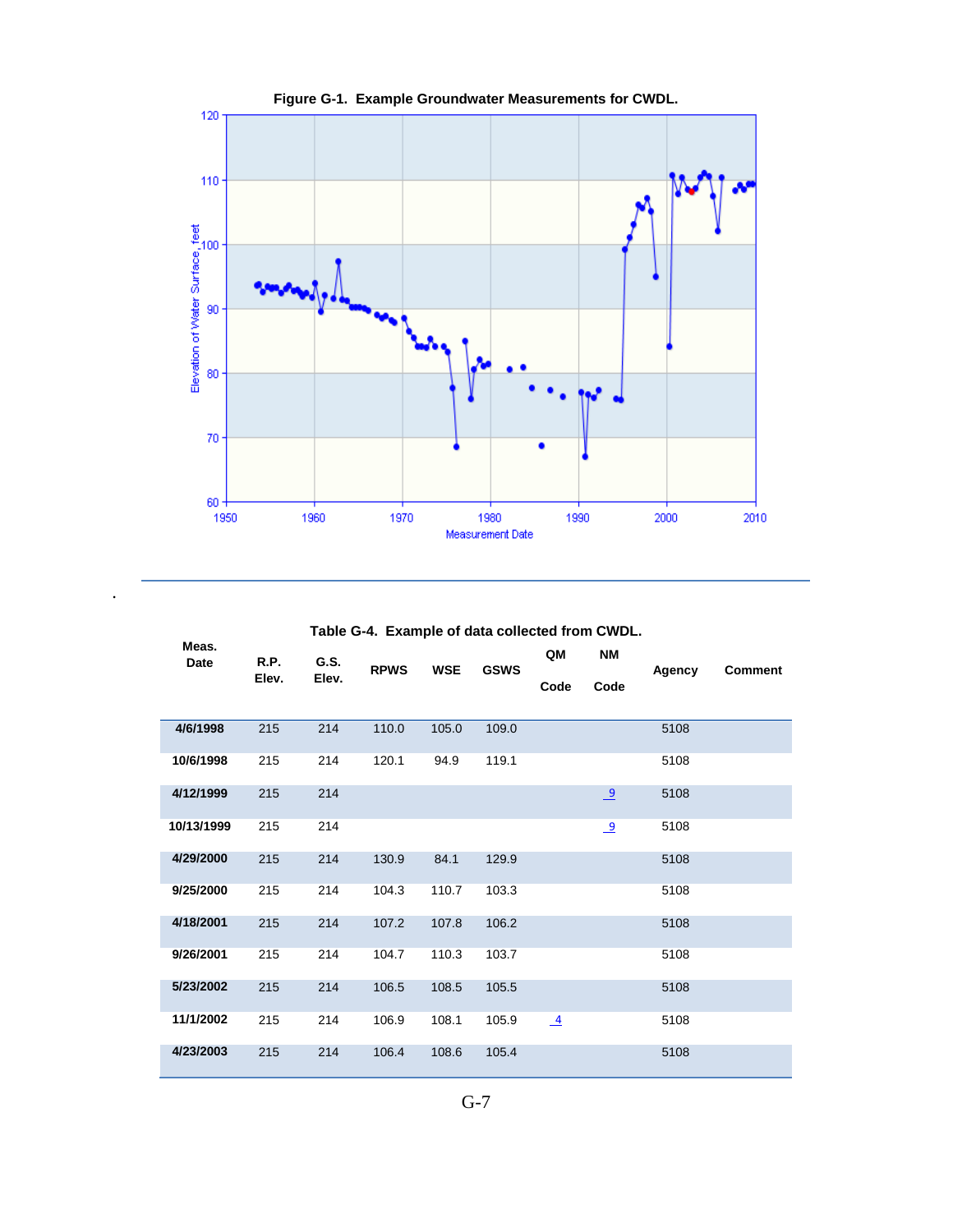**Figure G-1. Example Groundwater Measurements for CWDL.**

**Table G-4. Example of data collected from CWDL.**

| Meas. Date | R.P. Elev. | G.S. Elev. | RPWS | WSE | GSWS | QM Code | NM Code | Agency | Comment |
|---|---|---|---|---|---|---|---|---|---|
| 4/6/1998 | 215 | 214 | 110.0 | 105.0 | 109.0 | | | 5108 | |
| 10/6/1998 | 215 | 214 | 120.1 | 94.9 | 119.1 | | | 5108 | |
| 4/12/1999 | 215 | 214 | | | | | 9 | 5108 | |
| 10/13/1999 | 215 | 214 | | | | | 9 | 5108 | |
| 4/29/2000 | 215 | 214 | 130.9 | 84.1 | 129.9 | | | 5108 | |
| 9/25/2000 | 215 | 214 | 104.3 | 110.7 | 103.3 | | | 5108 | |
| 4/18/2001 | 215 | 214 | 107.2 | 107.8 | 106.2 | | | 5108 | |
| 9/26/2001 | 215 | 214 | 104.7 | 110.3 | 103.7 | | | 5108 | |
| 5/23/2002 | 215 | 214 | 106.5 | 108.5 | 105.5 | | | 5108 | |
| 11/1/2002 | 215 | 214 | 106.9 | 108.1 | 105.9 | 4 | | 5108 | |
| 4/23/2003 | 215 | 214 | 106.4 | 108.6 | 105.4 | | | 5108 | |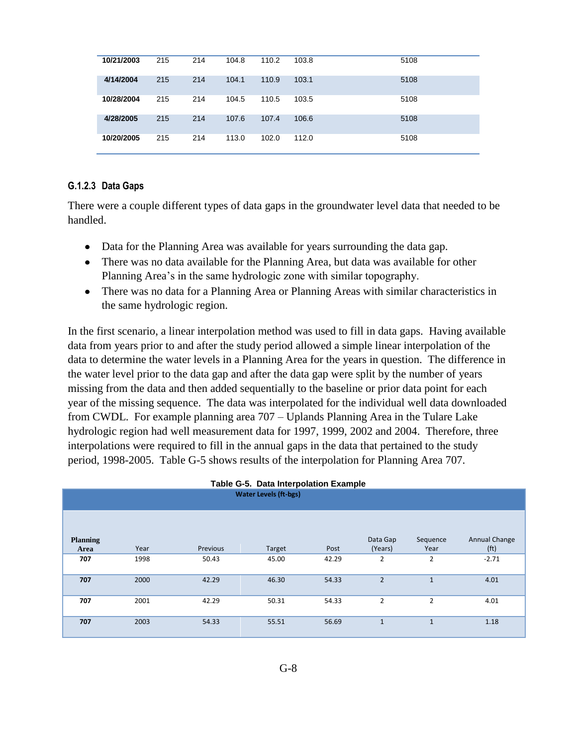| | | | | | | |
|---|---|---|---|---|---|---|
| **10/21/2003** | 215 | 214 | 104.8 | 110.2 | 103.8 | 5108 |
| **4/14/2004** | 215 | 214 | 104.1 | 110.9 | 103.1 | 5108 |
| **10/28/2004** | 215 | 214 | 104.5 | 110.5 | 103.5 | 5108 |
| **4/28/2005** | 215 | 214 | 107.6 | 107.4 | 106.6 | 5108 |
| **10/20/2005** | 215 | 214 | 113.0 | 102.0 | 112.0 | 5108 |

### G.1.2.3 Data Gaps

There were a couple different types of data gaps in the groundwater level data that needed to be handled.

- Data for the Planning Area was available for years surrounding the data gap.
- There was no data available for the Planning Area, but data was available for other Planning Area's in the same hydrologic zone with similar topography.
- There was no data for a Planning Area or Planning Areas with similar characteristics in the same hydrologic region.

In the first scenario, a linear interpolation method was used to fill in data gaps. Having available data from years prior to and after the study period allowed a simple linear interpolation of the data to determine the water levels in a Planning Area for the years in question. The difference in the water level prior to the data gap and after the data gap were split by the number of years missing from the data and then added sequentially to the baseline or prior data point for each year of the missing sequence. The data was interpolated for the individual well data downloaded from CWDL. For example planning area 707 – Uplands Planning Area in the Tulare Lake hydrologic region had well measurement data for 1997, 1999, 2002 and 2004. Therefore, three interpolations were required to fill in the annual gaps in the data that pertained to the study period, 1998-2005. Table G-5 shows results of the interpolation for Planning Area 707.

**Table G-5. Data Interpolation Example**

| Water Levels (ft-bgs) | | | | | | | |
|---|---|---|---|---|---|---|---|
| **Planning Area** | Year | Previous | Target | Post | Data Gap (Years) | Sequence Year | Annual Change (ft) |
| **707** | 1998 | 50.43 | 45.00 | 42.29 | 2 | 2 | -2.71 |
| **707** | 2000 | 42.29 | 46.30 | 54.33 | 2 | 1 | 4.01 |
| **707** | 2001 | 42.29 | 50.31 | 54.33 | 2 | 2 | 4.01 |
| **707** | 2003 | 54.33 | 55.51 | 56.69 | 1 | 1 | 1.18 |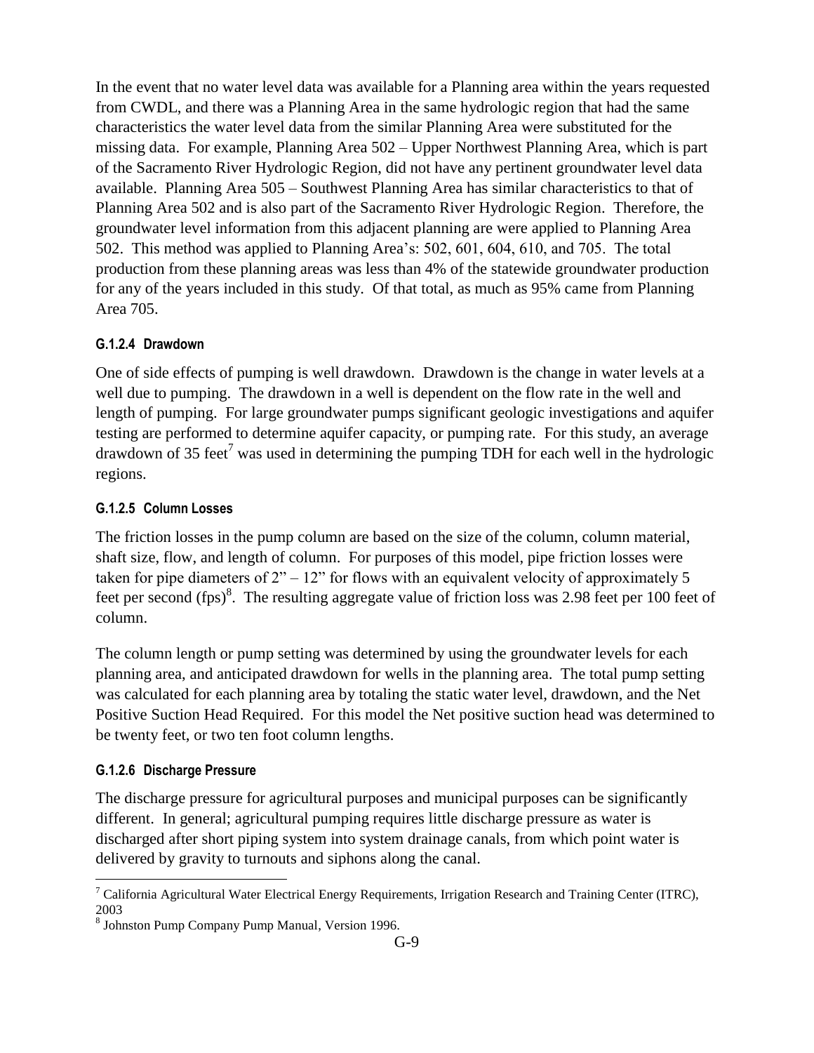In the event that no water level data was available for a Planning area within the years requested from CWDL, and there was a Planning Area in the same hydrologic region that had the same characteristics the water level data from the similar Planning Area were substituted for the missing data. For example, Planning Area 502 – Upper Northwest Planning Area, which is part of the Sacramento River Hydrologic Region, did not have any pertinent groundwater level data available. Planning Area 505 – Southwest Planning Area has similar characteristics to that of Planning Area 502 and is also part of the Sacramento River Hydrologic Region. Therefore, the groundwater level information from this adjacent planning are were applied to Planning Area 502. This method was applied to Planning Area's: 502, 601, 604, 610, and 705. The total production from these planning areas was less than 4% of the statewide groundwater production for any of the years included in this study. Of that total, as much as 95% came from Planning Area 705.

#### G.1.2.4 Drawdown

One of side effects of pumping is well drawdown. Drawdown is the change in water levels at a well due to pumping. The drawdown in a well is dependent on the flow rate in the well and length of pumping. For large groundwater pumps significant geologic investigations and aquifer testing are performed to determine aquifer capacity, or pumping rate. For this study, an average drawdown of 35 feet[7] was used in determining the pumping TDH for each well in the hydrologic regions.

#### G.1.2.5 Column Losses

The friction losses in the pump column are based on the size of the column, column material, shaft size, flow, and length of column. For purposes of this model, pipe friction losses were taken for pipe diameters of 2" – 12" for flows with an equivalent velocity of approximately 5 feet per second (fps)[8]. The resulting aggregate value of friction loss was 2.98 feet per 100 feet of column.

The column length or pump setting was determined by using the groundwater levels for each planning area, and anticipated drawdown for wells in the planning area. The total pump setting was calculated for each planning area by totaling the static water level, drawdown, and the Net Positive Suction Head Required. For this model the Net positive suction head was determined to be twenty feet, or two ten foot column lengths.

#### G.1.2.6 Discharge Pressure

The discharge pressure for agricultural purposes and municipal purposes can be significantly different. In general; agricultural pumping requires little discharge pressure as water is discharged after short piping system into system drainage canals, from which point water is delivered by gravity to turnouts and siphons along the canal.

---

[7] California Agricultural Water Electrical Energy Requirements, Irrigation Research and Training Center (ITRC), 2003

[8] Johnston Pump Company Pump Manual, Version 1996.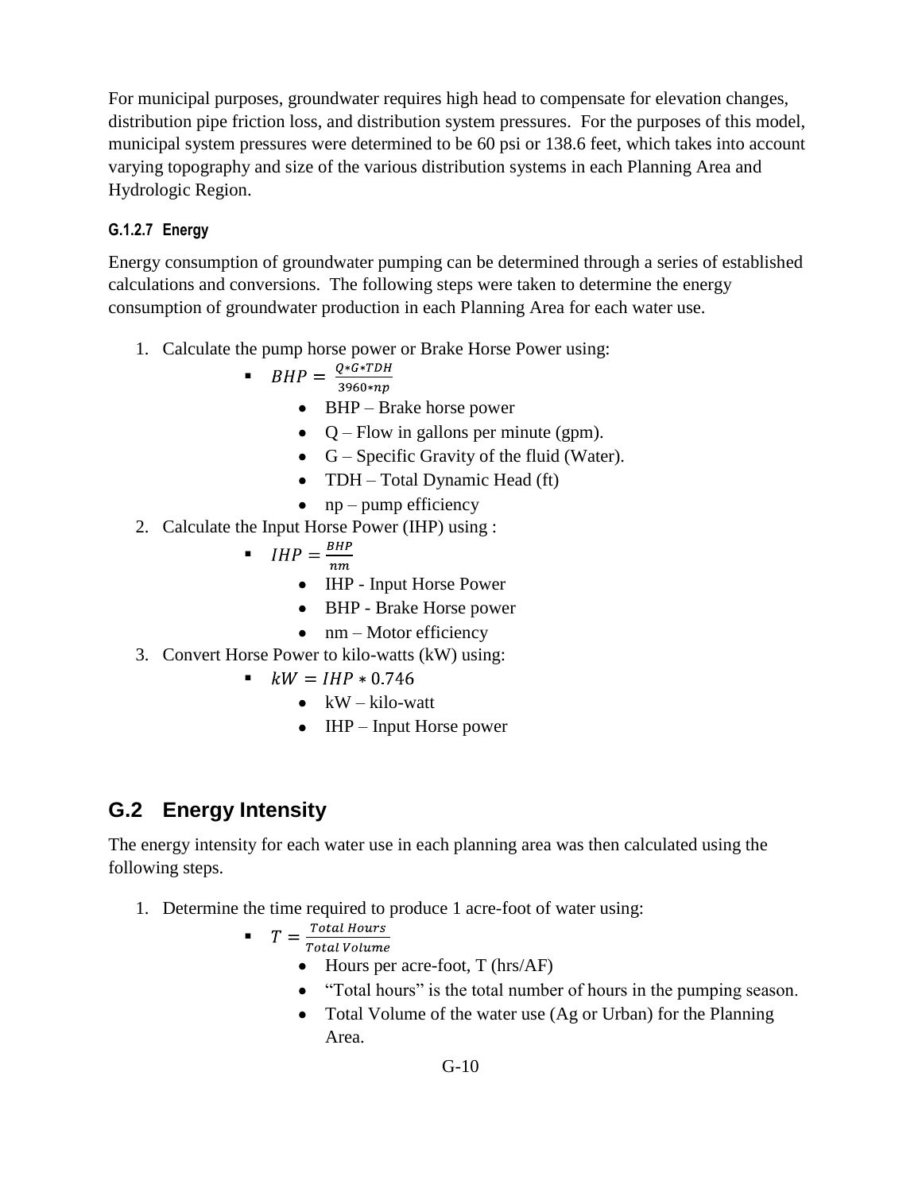For municipal purposes, groundwater requires high head to compensate for elevation changes, distribution pipe friction loss, and distribution system pressures. For the purposes of this model, municipal system pressures were determined to be 60 psi or 138.6 feet, which takes into account varying topography and size of the various distribution systems in each Planning Area and Hydrologic Region.

#### G.1.2.7 Energy

Energy consumption of groundwater pumping can be determined through a series of established calculations and conversions. The following steps were taken to determine the energy consumption of groundwater production in each Planning Area for each water use.

1. Calculate the pump horse power or Brake Horse Power using:
   - $BHP = \frac{Q * G * TDH}{3960 * np}$
     - BHP – Brake horse power
     - Q – Flow in gallons per minute (gpm).
     - G – Specific Gravity of the fluid (Water).
     - TDH – Total Dynamic Head (ft)
     - np – pump efficiency
2. Calculate the Input Horse Power (IHP) using :
   - $IHP = \frac{BHP}{nm}$
     - IHP - Input Horse Power
     - BHP - Brake Horse power
     - nm – Motor efficiency
3. Convert Horse Power to kilo-watts (kW) using:
   - $kW = IHP * 0.746$
     - kW – kilo-watt
     - IHP – Input Horse power

## G.2 Energy Intensity

The energy intensity for each water use in each planning area was then calculated using the following steps.

1. Determine the time required to produce 1 acre-foot of water using:
   - $T = \frac{Total\ Hours}{Total\ Volume}$
     - Hours per acre-foot, T (hrs/AF)
     - "Total hours" is the total number of hours in the pumping season.
     - Total Volume of the water use (Ag or Urban) for the Planning Area.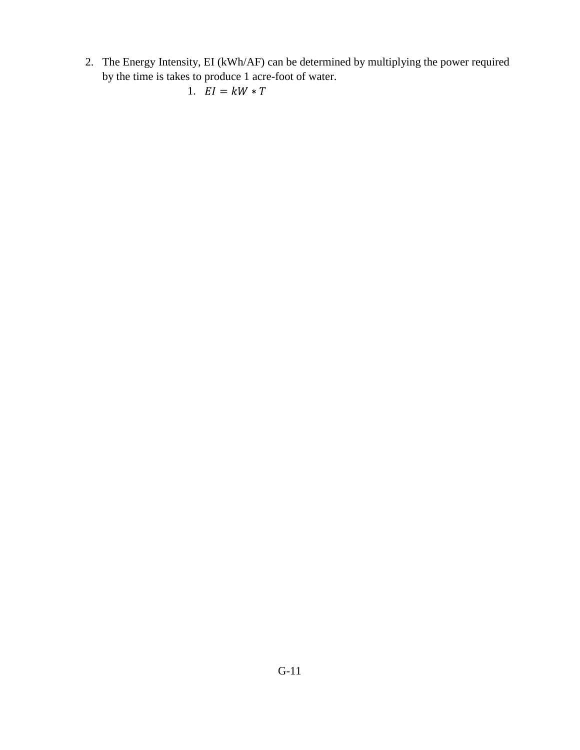2. The Energy Intensity, EI (kWh/AF) can be determined by multiplying the power required by the time is takes to produce 1 acre-foot of water.
    1. $EI = kW * T$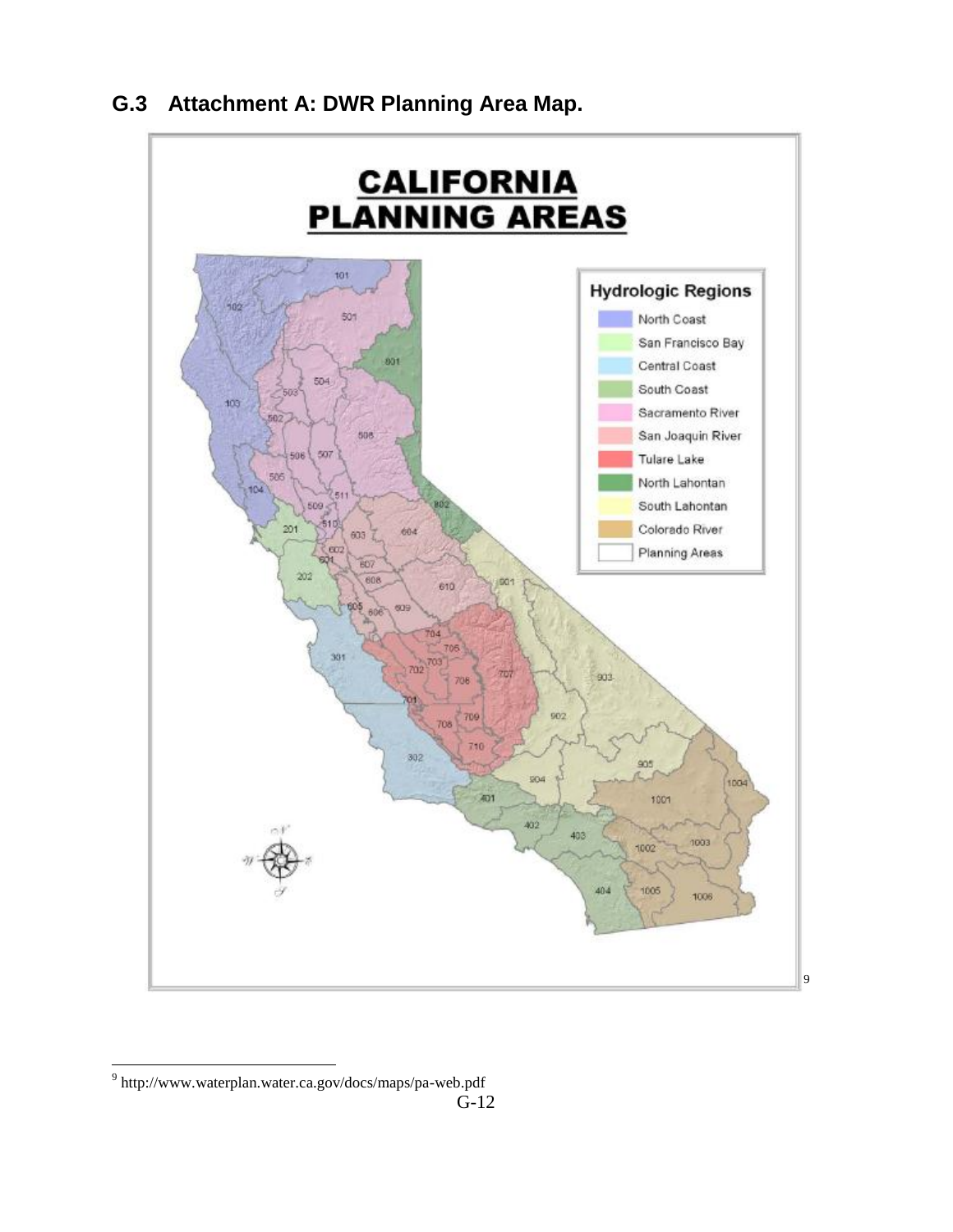## G.3 Attachment A: DWR Planning Area Map.

# CALIFORNIA PLANNING AREAS

**Hydrologic Regions**

- North Coast
- San Francisco Bay
- Central Coast
- South Coast
- Sacramento River
- San Joaquin River
- Tulare Lake
- North Lahontan
- South Lahontan
- Colorado River
- Planning Areas

[9]

[9] http://www.waterplan.water.ca.gov/docs/maps/pa-web.pdf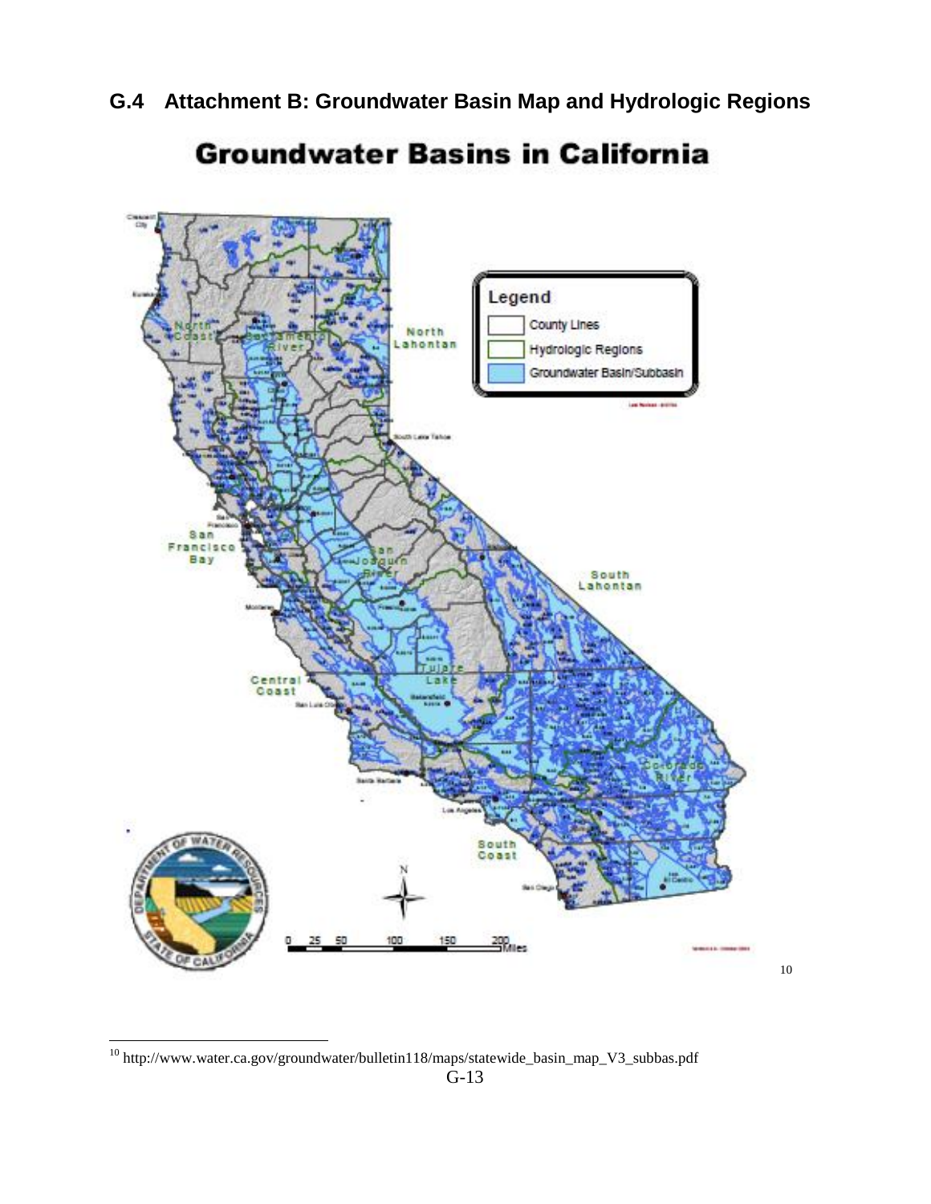## G.4 Attachment B: Groundwater Basin Map and Hydrologic Regions

Groundwater Basins in California

Legend

County Lines

Hydrologic Regions

Groundwater Basin/Subbasin

North Coast

Sacramento River

North Lahontan

San Francisco Bay

San Joaquin River

South Lahontan

Central Coast

Tulare Lake

Colorado River

South Coast

N

0 25 50 100 150 200 Miles

[10]

[10] http://www.water.ca.gov/groundwater/bulletin118/maps/statewide_basin_map_V3_subbas.pdf